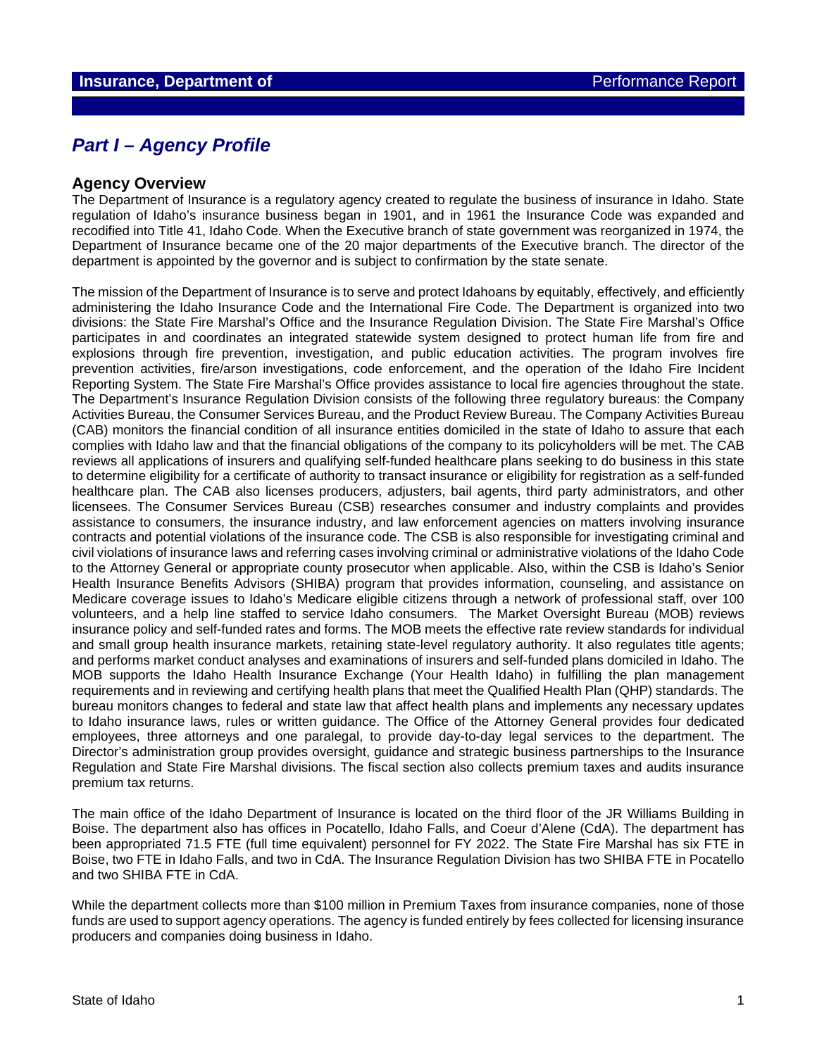**Insurance, Department of** Performance Report

# *Part I – Agency Profile*

## Agency Overview

The Department of Insurance is a regulatory agency created to regulate the business of insurance in Idaho. State regulation of Idaho's insurance business began in 1901, and in 1961 the Insurance Code was expanded and recodified into Title 41, Idaho Code. When the Executive branch of state government was reorganized in 1974, the Department of Insurance became one of the 20 major departments of the Executive branch. The director of the department is appointed by the governor and is subject to confirmation by the state senate.

The mission of the Department of Insurance is to serve and protect Idahoans by equitably, effectively, and efficiently administering the Idaho Insurance Code and the International Fire Code. The Department is organized into two divisions: the State Fire Marshal's Office and the Insurance Regulation Division. The State Fire Marshal's Office participates in and coordinates an integrated statewide system designed to protect human life from fire and explosions through fire prevention, investigation, and public education activities. The program involves fire prevention activities, fire/arson investigations, code enforcement, and the operation of the Idaho Fire Incident Reporting System. The State Fire Marshal's Office provides assistance to local fire agencies throughout the state. The Department's Insurance Regulation Division consists of the following three regulatory bureaus: the Company Activities Bureau, the Consumer Services Bureau, and the Product Review Bureau. The Company Activities Bureau (CAB) monitors the financial condition of all insurance entities domiciled in the state of Idaho to assure that each complies with Idaho law and that the financial obligations of the company to its policyholders will be met. The CAB reviews all applications of insurers and qualifying self-funded healthcare plans seeking to do business in this state to determine eligibility for a certificate of authority to transact insurance or eligibility for registration as a self-funded healthcare plan. The CAB also licenses producers, adjusters, bail agents, third party administrators, and other licensees. The Consumer Services Bureau (CSB) researches consumer and industry complaints and provides assistance to consumers, the insurance industry, and law enforcement agencies on matters involving insurance contracts and potential violations of the insurance code. The CSB is also responsible for investigating criminal and civil violations of insurance laws and referring cases involving criminal or administrative violations of the Idaho Code to the Attorney General or appropriate county prosecutor when applicable. Also, within the CSB is Idaho's Senior Health Insurance Benefits Advisors (SHIBA) program that provides information, counseling, and assistance on Medicare coverage issues to Idaho's Medicare eligible citizens through a network of professional staff, over 100 volunteers, and a help line staffed to service Idaho consumers. The Market Oversight Bureau (MOB) reviews insurance policy and self-funded rates and forms. The MOB meets the effective rate review standards for individual and small group health insurance markets, retaining state-level regulatory authority. It also regulates title agents; and performs market conduct analyses and examinations of insurers and self-funded plans domiciled in Idaho. The MOB supports the Idaho Health Insurance Exchange (Your Health Idaho) in fulfilling the plan management requirements and in reviewing and certifying health plans that meet the Qualified Health Plan (QHP) standards. The bureau monitors changes to federal and state law that affect health plans and implements any necessary updates to Idaho insurance laws, rules or written guidance. The Office of the Attorney General provides four dedicated employees, three attorneys and one paralegal, to provide day-to-day legal services to the department. The Director's administration group provides oversight, guidance and strategic business partnerships to the Insurance Regulation and State Fire Marshal divisions. The fiscal section also collects premium taxes and audits insurance premium tax returns.

The main office of the Idaho Department of Insurance is located on the third floor of the JR Williams Building in Boise. The department also has offices in Pocatello, Idaho Falls, and Coeur d'Alene (CdA). The department has been appropriated 71.5 FTE (full time equivalent) personnel for FY 2022. The State Fire Marshal has six FTE in Boise, two FTE in Idaho Falls, and two in CdA. The Insurance Regulation Division has two SHIBA FTE in Pocatello and two SHIBA FTE in CdA.

While the department collects more than $100 million in Premium Taxes from insurance companies, none of those funds are used to support agency operations. The agency is funded entirely by fees collected for licensing insurance producers and companies doing business in Idaho.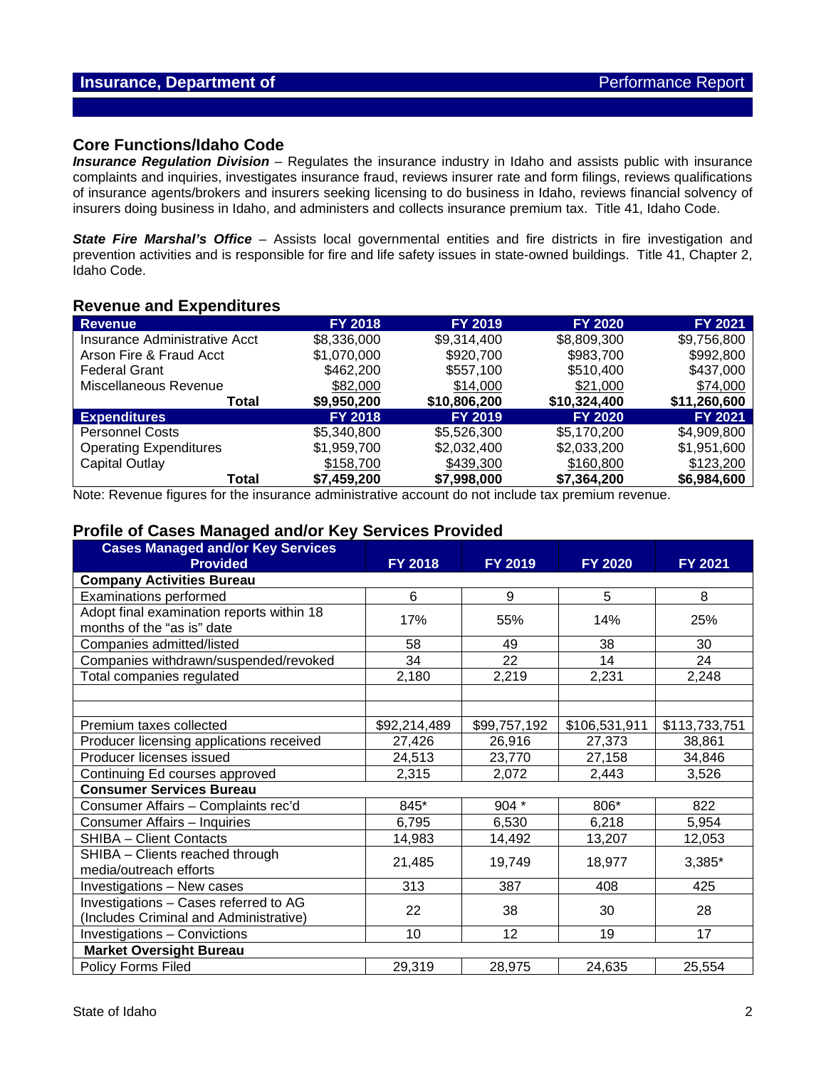## Insurance, Department of — Performance Report

### Core Functions/Idaho Code

***Insurance Regulation Division*** – Regulates the insurance industry in Idaho and assists public with insurance complaints and inquiries, investigates insurance fraud, reviews insurer rate and form filings, reviews qualifications of insurance agents/brokers and insurers seeking licensing to do business in Idaho, reviews financial solvency of insurers doing business in Idaho, and administers and collects insurance premium tax. Title 41, Idaho Code.

***State Fire Marshal's Office*** – Assists local governmental entities and fire districts in fire investigation and prevention activities and is responsible for fire and life safety issues in state-owned buildings. Title 41, Chapter 2, Idaho Code.

### Revenue and Expenditures

| Revenue | FY 2018 | FY 2019 | FY 2020 | FY 2021 |
|---|---|---|---|---|
| Insurance Administrative Acct | $8,336,000 | $9,314,400 | $8,809,300 | $9,756,800 |
| Arson Fire & Fraud Acct | $1,070,000 | $920,700 | $983,700 | $992,800 |
| Federal Grant | $462,200 | $557,100 | $510,400 | $437,000 |
| Miscellaneous Revenue | $82,000 | $14,000 | $21,000 | $74,000 |
| **Total** | **$9,950,200** | **$10,806,200** | **$10,324,400** | **$11,260,600** |
| **Expenditures** | **FY 2018** | **FY 2019** | **FY 2020** | **FY 2021** |
| Personnel Costs | $5,340,800 | $5,526,300 | $5,170,200 | $4,909,800 |
| Operating Expenditures | $1,959,700 | $2,032,400 | $2,033,200 | $1,951,600 |
| Capital Outlay | $158,700 | $439,300 | $160,800 | $123,200 |
| **Total** | **$7,459,200** | **$7,998,000** | **$7,364,200** | **$6,984,600** |

Note: Revenue figures for the insurance administrative account do not include tax premium revenue.

### Profile of Cases Managed and/or Key Services Provided

| Cases Managed and/or Key Services Provided | FY 2018 | FY 2019 | FY 2020 | FY 2021 |
|---|---|---|---|---|
| **Company Activities Bureau** | | | | |
| Examinations performed | 6 | 9 | 5 | 8 |
| Adopt final examination reports within 18 months of the "as is" date | 17% | 55% | 14% | 25% |
| Companies admitted/listed | 58 | 49 | 38 | 30 |
| Companies withdrawn/suspended/revoked | 34 | 22 | 14 | 24 |
| Total companies regulated | 2,180 | 2,219 | 2,231 | 2,248 |
| | | | | |
| | | | | |
| Premium taxes collected | $92,214,489 | $99,757,192 | $106,531,911 | $113,733,751 |
| Producer licensing applications received | 27,426 | 26,916 | 27,373 | 38,861 |
| Producer licenses issued | 24,513 | 23,770 | 27,158 | 34,846 |
| Continuing Ed courses approved | 2,315 | 2,072 | 2,443 | 3,526 |
| **Consumer Services Bureau** | | | | |
| Consumer Affairs – Complaints rec'd | 845* | 904 * | 806* | 822 |
| Consumer Affairs – Inquiries | 6,795 | 6,530 | 6,218 | 5,954 |
| SHIBA – Client Contacts | 14,983 | 14,492 | 13,207 | 12,053 |
| SHIBA – Clients reached through media/outreach efforts | 21,485 | 19,749 | 18,977 | 3,385* |
| Investigations – New cases | 313 | 387 | 408 | 425 |
| Investigations – Cases referred to AG (Includes Criminal and Administrative) | 22 | 38 | 30 | 28 |
| Investigations – Convictions | 10 | 12 | 19 | 17 |
| **Market Oversight Bureau** | | | | |
| Policy Forms Filed | 29,319 | 28,975 | 24,635 | 25,554 |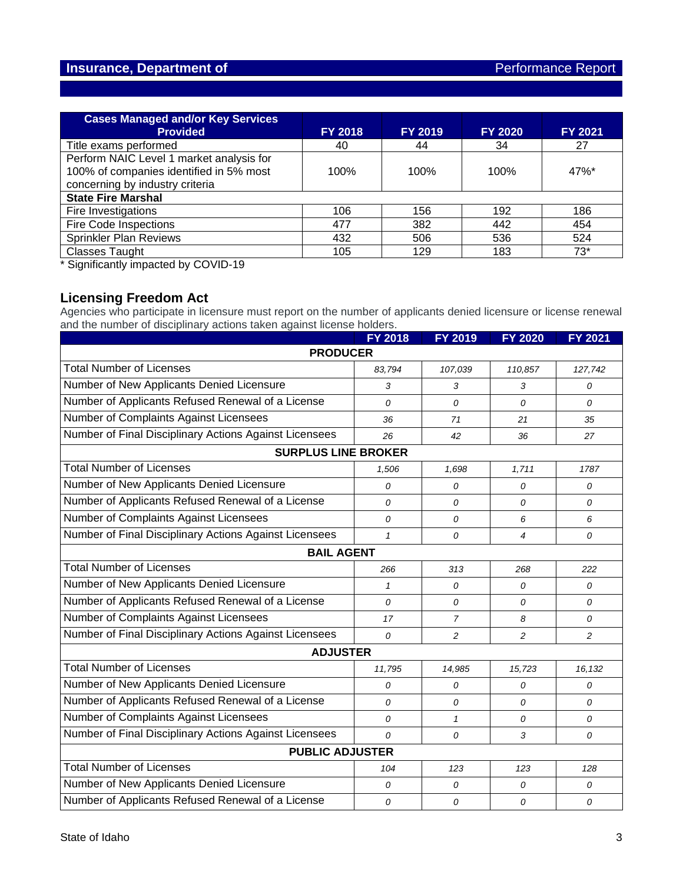| Cases Managed and/or Key Services Provided | FY 2018 | FY 2019 | FY 2020 | FY 2021 |
|---|---|---|---|---|
| Title exams performed | 40 | 44 | 34 | 27 |
| Perform NAIC Level 1 market analysis for 100% of companies identified in 5% most concerning by industry criteria | 100% | 100% | 100% | 47%* |
| **State Fire Marshal** | | | | |
| Fire Investigations | 106 | 156 | 192 | 186 |
| Fire Code Inspections | 477 | 382 | 442 | 454 |
| Sprinkler Plan Reviews | 432 | 506 | 536 | 524 |
| Classes Taught | 105 | 129 | 183 | 73* |

* Significantly impacted by COVID-19

## Licensing Freedom Act

Agencies who participate in licensure must report on the number of applicants denied licensure or license renewal and the number of disciplinary actions taken against license holders.

| | FY 2018 | FY 2019 | FY 2020 | FY 2021 |
|---|---|---|---|---|
| **PRODUCER** | | | | |
| Total Number of Licenses | *83,794* | *107,039* | *110,857* | *127,742* |
| Number of New Applicants Denied Licensure | *3* | *3* | *3* | *0* |
| Number of Applicants Refused Renewal of a License | *0* | *0* | *0* | *0* |
| Number of Complaints Against Licensees | *36* | *71* | *21* | *35* |
| Number of Final Disciplinary Actions Against Licensees | *26* | *42* | *36* | *27* |
| **SURPLUS LINE BROKER** | | | | |
| Total Number of Licenses | *1,506* | *1,698* | *1,711* | *1787* |
| Number of New Applicants Denied Licensure | *0* | *0* | *0* | *0* |
| Number of Applicants Refused Renewal of a License | *0* | *0* | *0* | *0* |
| Number of Complaints Against Licensees | *0* | *0* | *6* | *6* |
| Number of Final Disciplinary Actions Against Licensees | *1* | *0* | *4* | *0* |
| **BAIL AGENT** | | | | |
| Total Number of Licenses | *266* | *313* | *268* | *222* |
| Number of New Applicants Denied Licensure | *1* | *0* | *0* | *0* |
| Number of Applicants Refused Renewal of a License | *0* | *0* | *0* | *0* |
| Number of Complaints Against Licensees | *17* | *7* | *8* | *0* |
| Number of Final Disciplinary Actions Against Licensees | *0* | *2* | *2* | *2* |
| **ADJUSTER** | | | | |
| Total Number of Licenses | *11,795* | *14,985* | *15,723* | *16,132* |
| Number of New Applicants Denied Licensure | *0* | *0* | *0* | *0* |
| Number of Applicants Refused Renewal of a License | *0* | *0* | *0* | *0* |
| Number of Complaints Against Licensees | *0* | *1* | *0* | *0* |
| Number of Final Disciplinary Actions Against Licensees | *0* | *0* | *3* | *0* |
| **PUBLIC ADJUSTER** | | | | |
| Total Number of Licenses | *104* | *123* | *123* | *128* |
| Number of New Applicants Denied Licensure | *0* | *0* | *0* | *0* |
| Number of Applicants Refused Renewal of a License | *0* | *0* | *0* | *0* |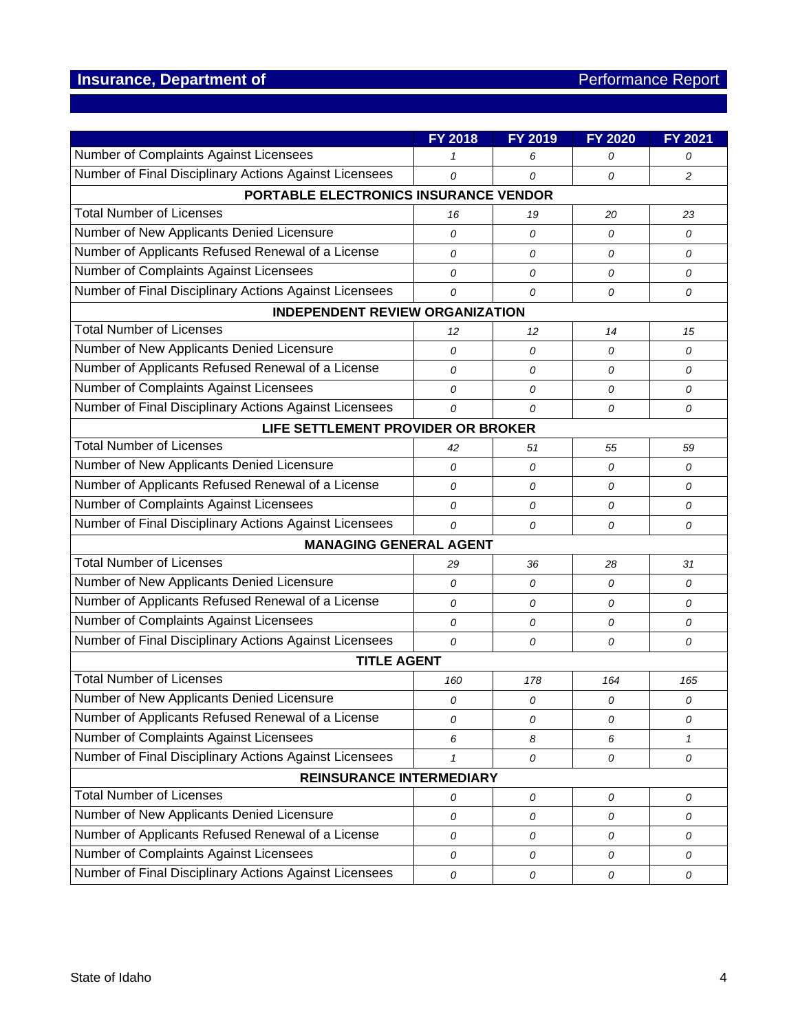## Insurance, Department of — Performance Report

| | FY 2018 | FY 2019 | FY 2020 | FY 2021 |
|---|---|---|---|---|
| Number of Complaints Against Licensees | 1 | 6 | 0 | 0 |
| Number of Final Disciplinary Actions Against Licensees | 0 | 0 | 0 | 2 |
| **PORTABLE ELECTRONICS INSURANCE VENDOR** | | | | |
| Total Number of Licenses | 16 | 19 | 20 | 23 |
| Number of New Applicants Denied Licensure | 0 | 0 | 0 | 0 |
| Number of Applicants Refused Renewal of a License | 0 | 0 | 0 | 0 |
| Number of Complaints Against Licensees | 0 | 0 | 0 | 0 |
| Number of Final Disciplinary Actions Against Licensees | 0 | 0 | 0 | 0 |
| **INDEPENDENT REVIEW ORGANIZATION** | | | | |
| Total Number of Licenses | 12 | 12 | 14 | 15 |
| Number of New Applicants Denied Licensure | 0 | 0 | 0 | 0 |
| Number of Applicants Refused Renewal of a License | 0 | 0 | 0 | 0 |
| Number of Complaints Against Licensees | 0 | 0 | 0 | 0 |
| Number of Final Disciplinary Actions Against Licensees | 0 | 0 | 0 | 0 |
| **LIFE SETTLEMENT PROVIDER OR BROKER** | | | | |
| Total Number of Licenses | 42 | 51 | 55 | 59 |
| Number of New Applicants Denied Licensure | 0 | 0 | 0 | 0 |
| Number of Applicants Refused Renewal of a License | 0 | 0 | 0 | 0 |
| Number of Complaints Against Licensees | 0 | 0 | 0 | 0 |
| Number of Final Disciplinary Actions Against Licensees | 0 | 0 | 0 | 0 |
| **MANAGING GENERAL AGENT** | | | | |
| Total Number of Licenses | 29 | 36 | 28 | 31 |
| Number of New Applicants Denied Licensure | 0 | 0 | 0 | 0 |
| Number of Applicants Refused Renewal of a License | 0 | 0 | 0 | 0 |
| Number of Complaints Against Licensees | 0 | 0 | 0 | 0 |
| Number of Final Disciplinary Actions Against Licensees | 0 | 0 | 0 | 0 |
| **TITLE AGENT** | | | | |
| Total Number of Licenses | 160 | 178 | 164 | 165 |
| Number of New Applicants Denied Licensure | 0 | 0 | 0 | 0 |
| Number of Applicants Refused Renewal of a License | 0 | 0 | 0 | 0 |
| Number of Complaints Against Licensees | 6 | 8 | 6 | 1 |
| Number of Final Disciplinary Actions Against Licensees | 1 | 0 | 0 | 0 |
| **REINSURANCE INTERMEDIARY** | | | | |
| Total Number of Licenses | 0 | 0 | 0 | 0 |
| Number of New Applicants Denied Licensure | 0 | 0 | 0 | 0 |
| Number of Applicants Refused Renewal of a License | 0 | 0 | 0 | 0 |
| Number of Complaints Against Licensees | 0 | 0 | 0 | 0 |
| Number of Final Disciplinary Actions Against Licensees | 0 | 0 | 0 | 0 |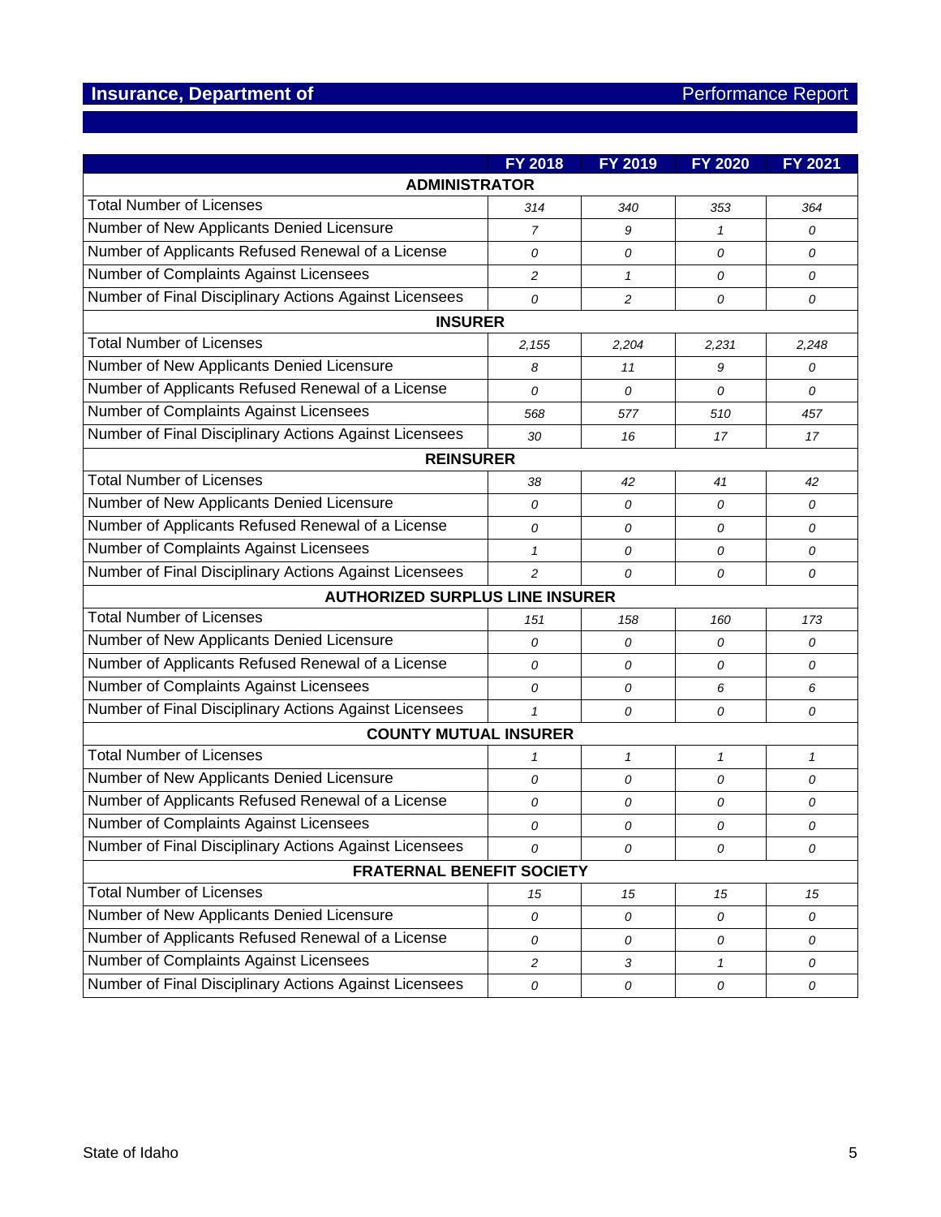**Insurance, Department of** Performance Report

| | FY 2018 | FY 2019 | FY 2020 | FY 2021 |
|---|---|---|---|---|
| **ADMINISTRATOR** | | | | |
| Total Number of Licenses | *314* | *340* | *353* | *364* |
| Number of New Applicants Denied Licensure | *7* | *9* | *1* | *0* |
| Number of Applicants Refused Renewal of a License | *0* | *0* | *0* | *0* |
| Number of Complaints Against Licensees | *2* | *1* | *0* | *0* |
| Number of Final Disciplinary Actions Against Licensees | *0* | *2* | *0* | *0* |
| **INSURER** | | | | |
| Total Number of Licenses | *2,155* | *2,204* | *2,231* | *2,248* |
| Number of New Applicants Denied Licensure | *8* | *11* | *9* | *0* |
| Number of Applicants Refused Renewal of a License | *0* | *0* | *0* | *0* |
| Number of Complaints Against Licensees | *568* | *577* | *510* | *457* |
| Number of Final Disciplinary Actions Against Licensees | *30* | *16* | *17* | *17* |
| **REINSURER** | | | | |
| Total Number of Licenses | *38* | *42* | *41* | *42* |
| Number of New Applicants Denied Licensure | *0* | *0* | *0* | *0* |
| Number of Applicants Refused Renewal of a License | *0* | *0* | *0* | *0* |
| Number of Complaints Against Licensees | *1* | *0* | *0* | *0* |
| Number of Final Disciplinary Actions Against Licensees | *2* | *0* | *0* | *0* |
| **AUTHORIZED SURPLUS LINE INSURER** | | | | |
| Total Number of Licenses | *151* | *158* | *160* | *173* |
| Number of New Applicants Denied Licensure | *0* | *0* | *0* | *0* |
| Number of Applicants Refused Renewal of a License | *0* | *0* | *0* | *0* |
| Number of Complaints Against Licensees | *0* | *0* | *6* | *6* |
| Number of Final Disciplinary Actions Against Licensees | *1* | *0* | *0* | *0* |
| **COUNTY MUTUAL INSURER** | | | | |
| Total Number of Licenses | *1* | *1* | *1* | *1* |
| Number of New Applicants Denied Licensure | *0* | *0* | *0* | *0* |
| Number of Applicants Refused Renewal of a License | *0* | *0* | *0* | *0* |
| Number of Complaints Against Licensees | *0* | *0* | *0* | *0* |
| Number of Final Disciplinary Actions Against Licensees | *0* | *0* | *0* | *0* |
| **FRATERNAL BENEFIT SOCIETY** | | | | |
| Total Number of Licenses | *15* | *15* | *15* | *15* |
| Number of New Applicants Denied Licensure | *0* | *0* | *0* | *0* |
| Number of Applicants Refused Renewal of a License | *0* | *0* | *0* | *0* |
| Number of Complaints Against Licensees | *2* | *3* | *1* | *0* |
| Number of Final Disciplinary Actions Against Licensees | *0* | *0* | *0* | *0* |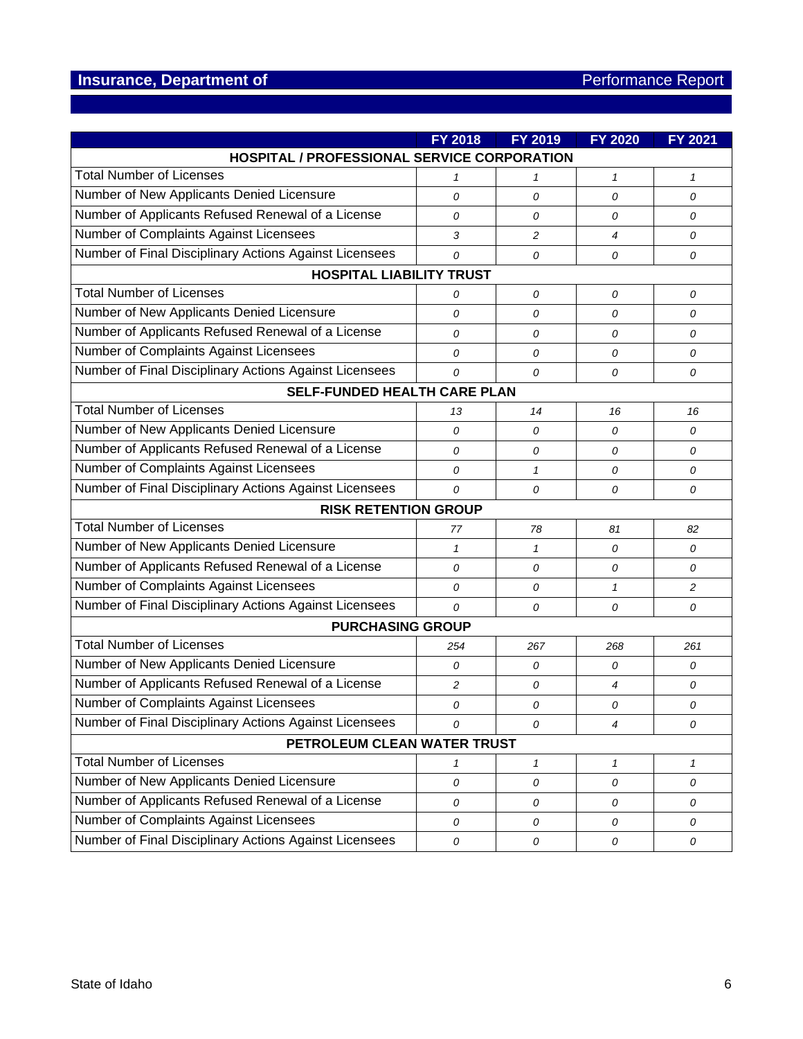## Insurance, Department of

Performance Report

| | FY 2018 | FY 2019 | FY 2020 | FY 2021 |
|---|---|---|---|---|
| **HOSPITAL / PROFESSIONAL SERVICE CORPORATION** | | | | |
| Total Number of Licenses | *1* | *1* | *1* | *1* |
| Number of New Applicants Denied Licensure | *0* | *0* | *0* | *0* |
| Number of Applicants Refused Renewal of a License | *0* | *0* | *0* | *0* |
| Number of Complaints Against Licensees | *3* | *2* | *4* | *0* |
| Number of Final Disciplinary Actions Against Licensees | *0* | *0* | *0* | *0* |
| **HOSPITAL LIABILITY TRUST** | | | | |
| Total Number of Licenses | *0* | *0* | *0* | *0* |
| Number of New Applicants Denied Licensure | *0* | *0* | *0* | *0* |
| Number of Applicants Refused Renewal of a License | *0* | *0* | *0* | *0* |
| Number of Complaints Against Licensees | *0* | *0* | *0* | *0* |
| Number of Final Disciplinary Actions Against Licensees | *0* | *0* | *0* | *0* |
| **SELF-FUNDED HEALTH CARE PLAN** | | | | |
| Total Number of Licenses | *13* | *14* | *16* | *16* |
| Number of New Applicants Denied Licensure | *0* | *0* | *0* | *0* |
| Number of Applicants Refused Renewal of a License | *0* | *0* | *0* | *0* |
| Number of Complaints Against Licensees | *0* | *1* | *0* | *0* |
| Number of Final Disciplinary Actions Against Licensees | *0* | *0* | *0* | *0* |
| **RISK RETENTION GROUP** | | | | |
| Total Number of Licenses | *77* | *78* | *81* | *82* |
| Number of New Applicants Denied Licensure | *1* | *1* | *0* | *0* |
| Number of Applicants Refused Renewal of a License | *0* | *0* | *0* | *0* |
| Number of Complaints Against Licensees | *0* | *0* | *1* | *2* |
| Number of Final Disciplinary Actions Against Licensees | *0* | *0* | *0* | *0* |
| **PURCHASING GROUP** | | | | |
| Total Number of Licenses | *254* | *267* | *268* | *261* |
| Number of New Applicants Denied Licensure | *0* | *0* | *0* | *0* |
| Number of Applicants Refused Renewal of a License | *2* | *0* | *4* | *0* |
| Number of Complaints Against Licensees | *0* | *0* | *0* | *0* |
| Number of Final Disciplinary Actions Against Licensees | *0* | *0* | *4* | *0* |
| **PETROLEUM CLEAN WATER TRUST** | | | | |
| Total Number of Licenses | *1* | *1* | *1* | *1* |
| Number of New Applicants Denied Licensure | *0* | *0* | *0* | *0* |
| Number of Applicants Refused Renewal of a License | *0* | *0* | *0* | *0* |
| Number of Complaints Against Licensees | *0* | *0* | *0* | *0* |
| Number of Final Disciplinary Actions Against Licensees | *0* | *0* | *0* | *0* |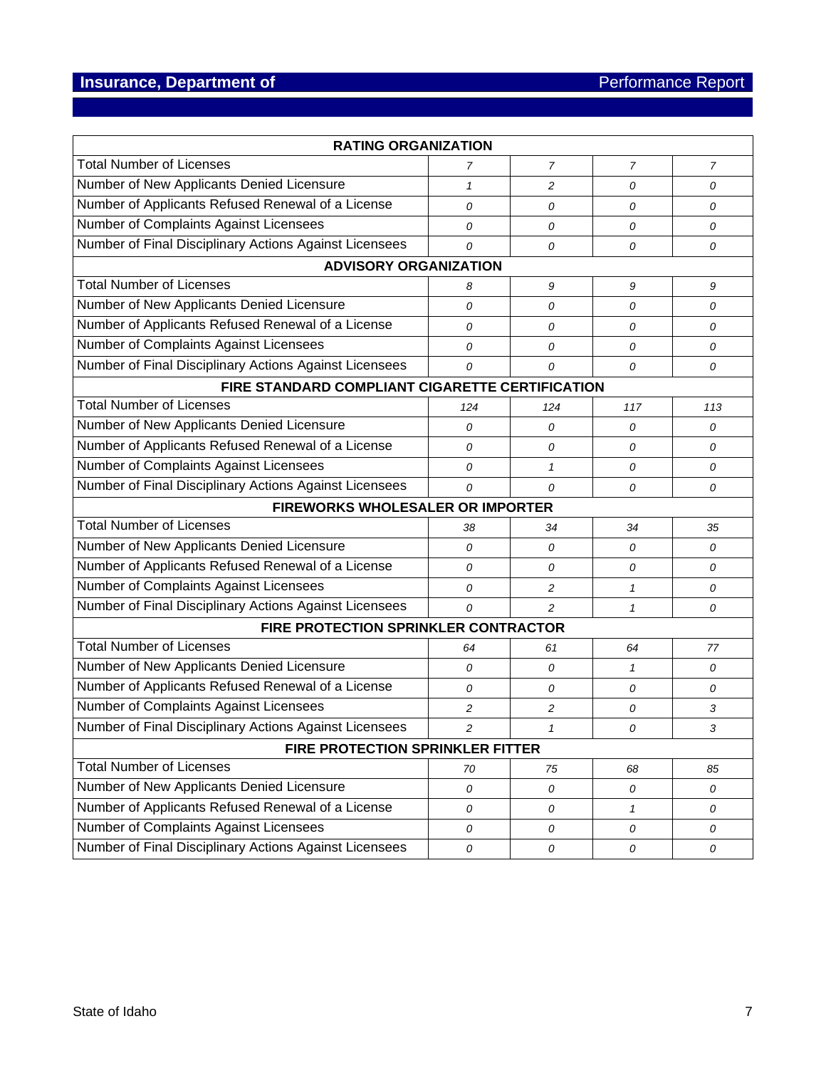## Insurance, Department of

Performance Report

| RATING ORGANIZATION | | | | |
|---|---|---|---|---|
| Total Number of Licenses | *7* | *7* | *7* | *7* |
| Number of New Applicants Denied Licensure | *1* | *2* | *0* | *0* |
| Number of Applicants Refused Renewal of a License | *0* | *0* | *0* | *0* |
| Number of Complaints Against Licensees | *0* | *0* | *0* | *0* |
| Number of Final Disciplinary Actions Against Licensees | *0* | *0* | *0* | *0* |
| **ADVISORY ORGANIZATION** | | | | |
| Total Number of Licenses | *8* | *9* | *9* | *9* |
| Number of New Applicants Denied Licensure | *0* | *0* | *0* | *0* |
| Number of Applicants Refused Renewal of a License | *0* | *0* | *0* | *0* |
| Number of Complaints Against Licensees | *0* | *0* | *0* | *0* |
| Number of Final Disciplinary Actions Against Licensees | *0* | *0* | *0* | *0* |
| **FIRE STANDARD COMPLIANT CIGARETTE CERTIFICATION** | | | | |
| Total Number of Licenses | *124* | *124* | *117* | *113* |
| Number of New Applicants Denied Licensure | *0* | *0* | *0* | *0* |
| Number of Applicants Refused Renewal of a License | *0* | *0* | *0* | *0* |
| Number of Complaints Against Licensees | *0* | *1* | *0* | *0* |
| Number of Final Disciplinary Actions Against Licensees | *0* | *0* | *0* | *0* |
| **FIREWORKS WHOLESALER OR IMPORTER** | | | | |
| Total Number of Licenses | *38* | *34* | *34* | *35* |
| Number of New Applicants Denied Licensure | *0* | *0* | *0* | *0* |
| Number of Applicants Refused Renewal of a License | *0* | *0* | *0* | *0* |
| Number of Complaints Against Licensees | *0* | *2* | *1* | *0* |
| Number of Final Disciplinary Actions Against Licensees | *0* | *2* | *1* | *0* |
| **FIRE PROTECTION SPRINKLER CONTRACTOR** | | | | |
| Total Number of Licenses | *64* | *61* | *64* | *77* |
| Number of New Applicants Denied Licensure | *0* | *0* | *1* | *0* |
| Number of Applicants Refused Renewal of a License | *0* | *0* | *0* | *0* |
| Number of Complaints Against Licensees | *2* | *2* | *0* | *3* |
| Number of Final Disciplinary Actions Against Licensees | *2* | *1* | *0* | *3* |
| **FIRE PROTECTION SPRINKLER FITTER** | | | | |
| Total Number of Licenses | *70* | *75* | *68* | *85* |
| Number of New Applicants Denied Licensure | *0* | *0* | *0* | *0* |
| Number of Applicants Refused Renewal of a License | *0* | *0* | *1* | *0* |
| Number of Complaints Against Licensees | *0* | *0* | *0* | *0* |
| Number of Final Disciplinary Actions Against Licensees | *0* | *0* | *0* | *0* |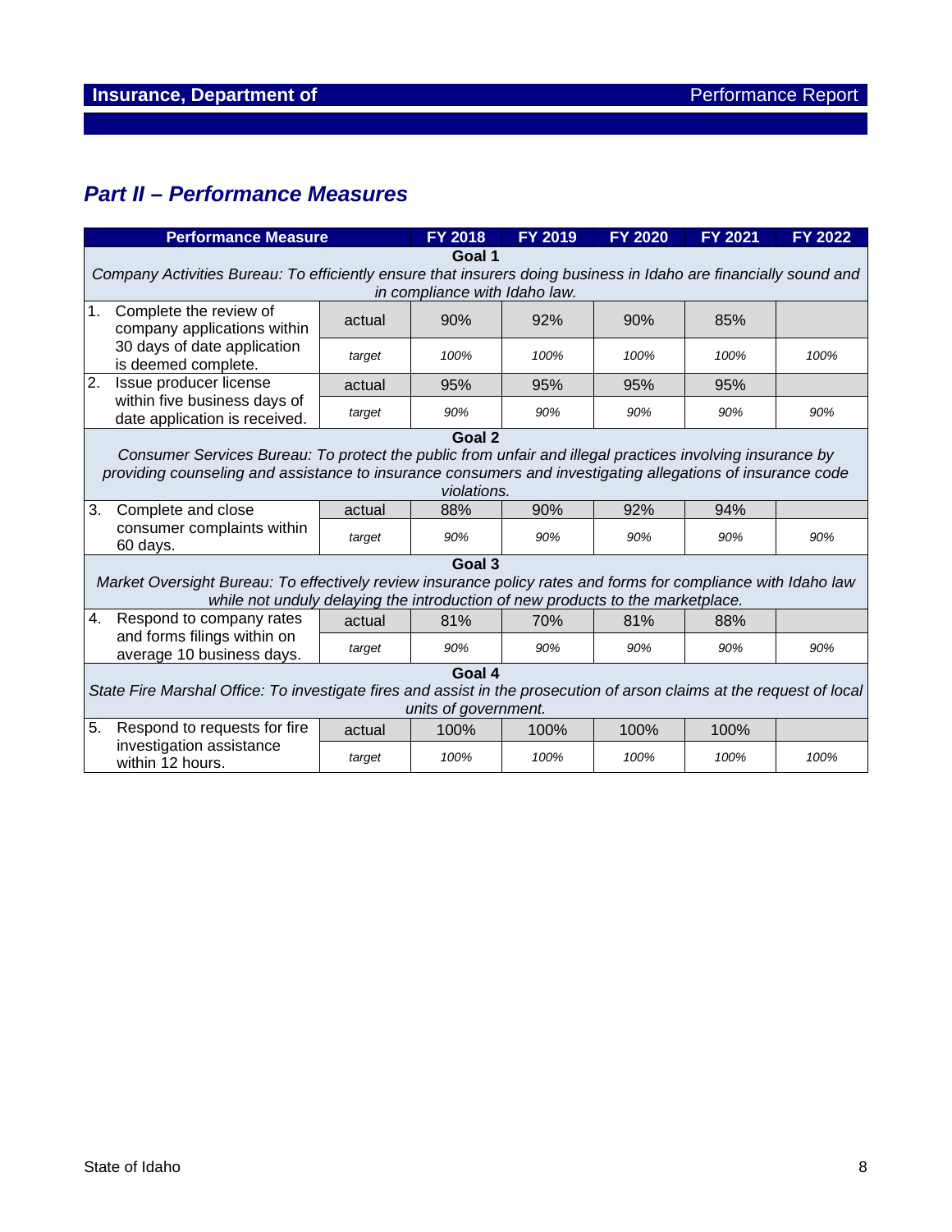## Part II – Performance Measures

| Performance Measure | | FY 2018 | FY 2019 | FY 2020 | FY 2021 | FY 2022 |
|---|---|---|---|---|---|---|
| **Goal 1** *Company Activities Bureau: To efficiently ensure that insurers doing business in Idaho are financially sound and in compliance with Idaho law.* | | | | | | |
| 1. Complete the review of company applications within 30 days of date application is deemed complete. | actual | 90% | 92% | 90% | 85% | |
| | *target* | *100%* | *100%* | *100%* | *100%* | *100%* |
| 2. Issue producer license within five business days of date application is received. | actual | 95% | 95% | 95% | 95% | |
| | *target* | *90%* | *90%* | *90%* | *90%* | *90%* |
| **Goal 2** *Consumer Services Bureau: To protect the public from unfair and illegal practices involving insurance by providing counseling and assistance to insurance consumers and investigating allegations of insurance code violations.* | | | | | | |
| 3. Complete and close consumer complaints within 60 days. | actual | 88% | 90% | 92% | 94% | |
| | *target* | *90%* | *90%* | *90%* | *90%* | *90%* |
| **Goal 3** *Market Oversight Bureau: To effectively review insurance policy rates and forms for compliance with Idaho law while not unduly delaying the introduction of new products to the marketplace.* | | | | | | |
| 4. Respond to company rates and forms filings within on average 10 business days. | actual | 81% | 70% | 81% | 88% | |
| | *target* | *90%* | *90%* | *90%* | *90%* | *90%* |
| **Goal 4** *State Fire Marshal Office: To investigate fires and assist in the prosecution of arson claims at the request of local units of government.* | | | | | | |
| 5. Respond to requests for fire investigation assistance within 12 hours. | actual | 100% | 100% | 100% | 100% | |
| | *target* | *100%* | *100%* | *100%* | *100%* | *100%* |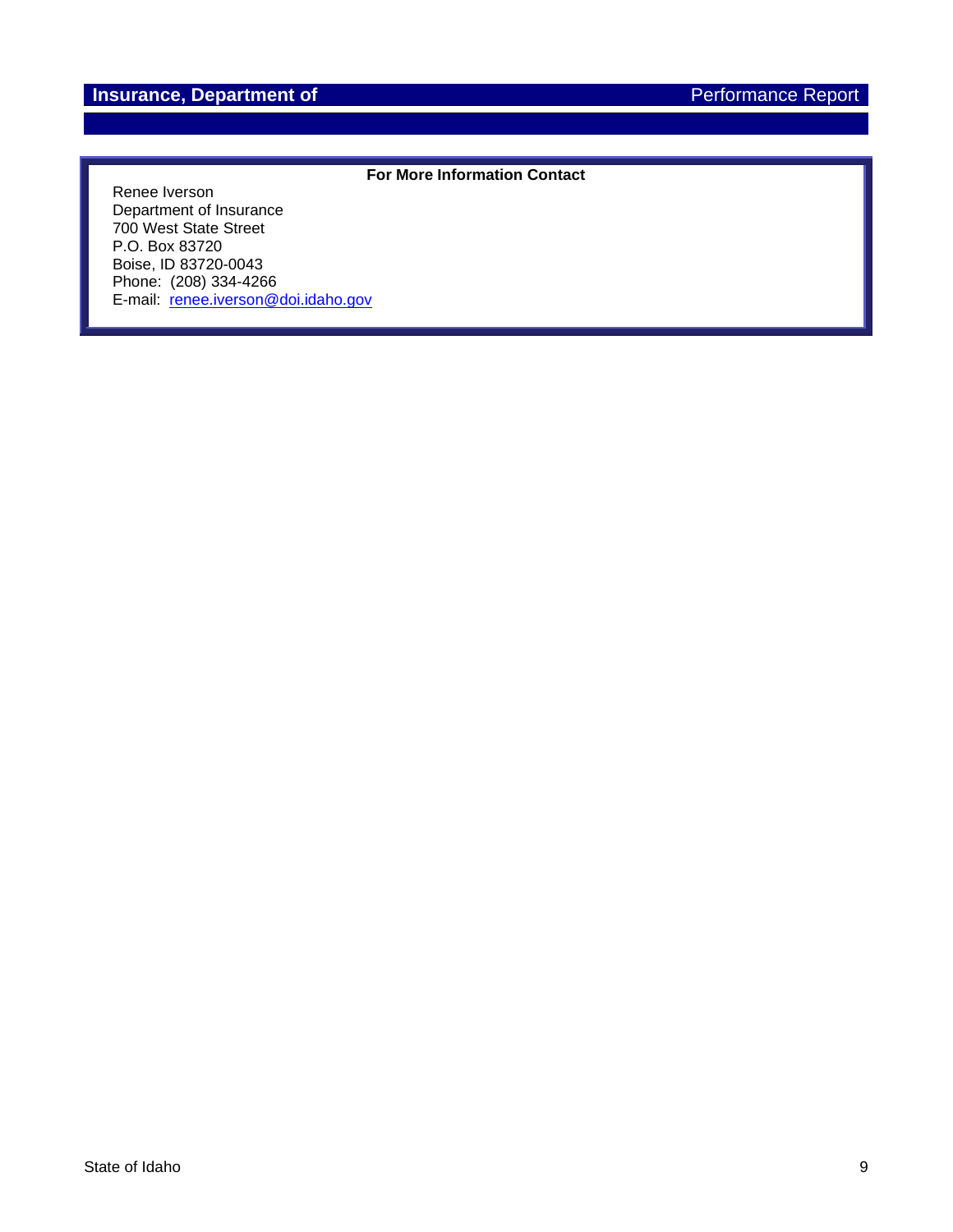**For More Information Contact**

Renee Iverson
Department of Insurance
700 West State Street
P.O. Box 83720
Boise, ID 83720-0043
Phone: (208) 334-4266
E-mail: renee.iverson@doi.idaho.gov